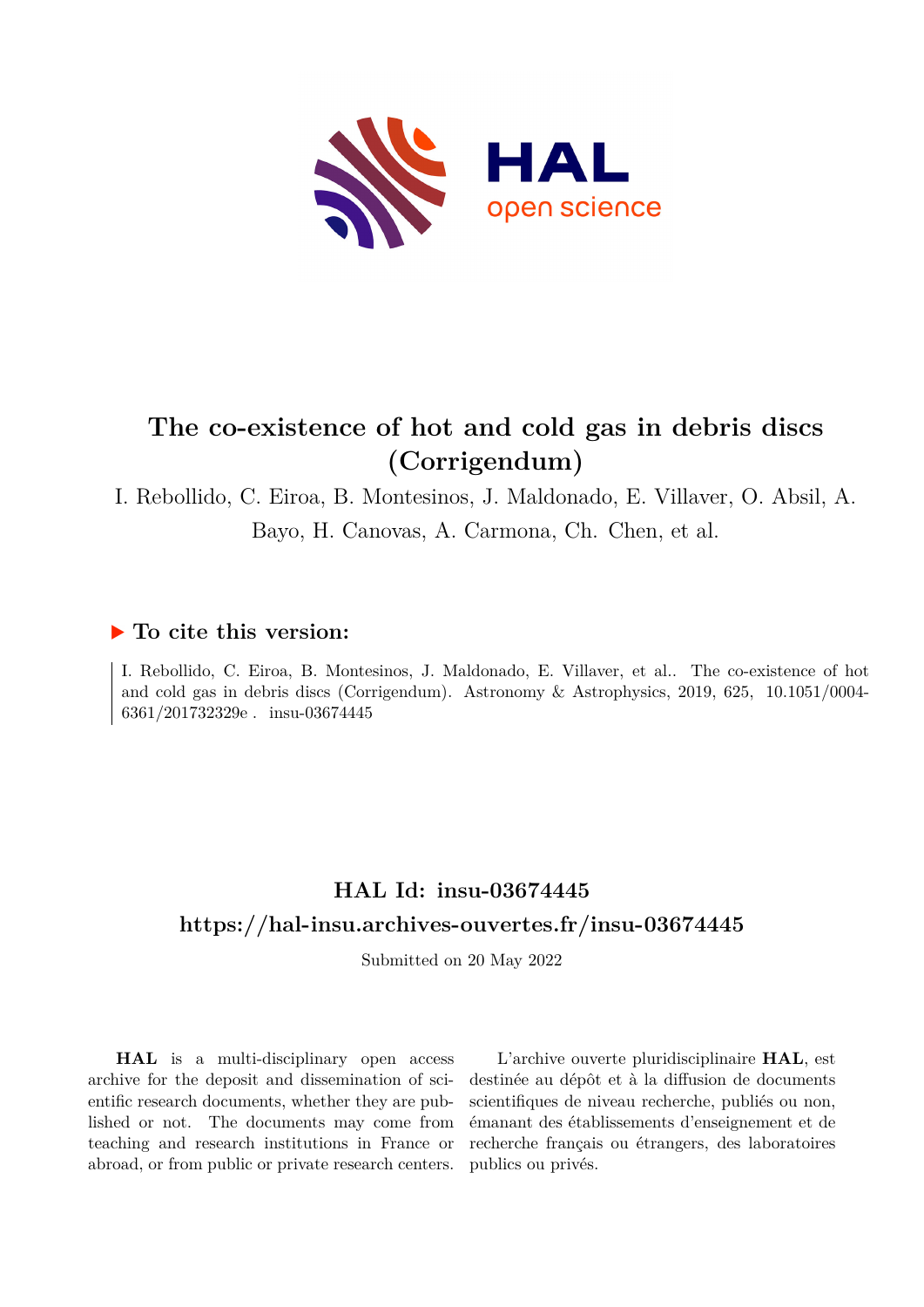# The co-existence of hot and cold gas in debris discs (Corrigendum)

I. Rebollido, C. Eiroa, B. Montesinos, J. Maldonado, E. Villaver, O. Absil, A. Bayo, H. Canovas, A. Carmona, Ch. Chen, et al.

## ▶ To cite this version:

I. Rebollido, C. Eiroa, B. Montesinos, J. Maldonado, E. Villaver, et al.. The co-existence of hot and cold gas in debris discs (Corrigendum). Astronomy & Astrophysics, 2019, 625, 10.1051/0004-6361/201732329e . insu-03674445

## HAL Id: insu-03674445

## https://hal-insu.archives-ouvertes.fr/insu-03674445

Submitted on 20 May 2022

**HAL** is a multi-disciplinary open access archive for the deposit and dissemination of scientific research documents, whether they are published or not. The documents may come from teaching and research institutions in France or abroad, or from public or private research centers.

L'archive ouverte pluridisciplinaire **HAL**, est destinée au dépôt et à la diffusion de documents scientifiques de niveau recherche, publiés ou non, émanant des établissements d'enseignement et de recherche français ou étrangers, des laboratoires publics ou privés.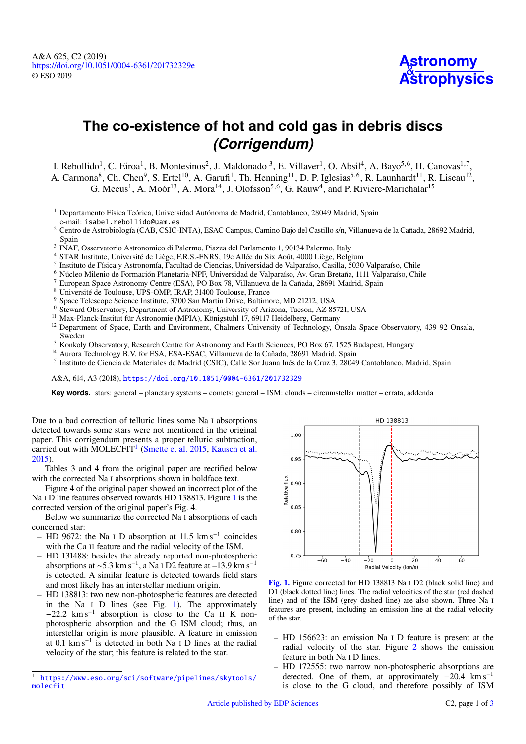# The co-existence of hot and cold gas in debris discs *(Corrigendum)*

I. Rebollido[1], C. Eiroa[1], B. Montesinos[2], J. Maldonado [3], E. Villaver[1], O. Absil[4], A. Bayo[5,6], H. Canovas[1,7], A. Carmona[8], Ch. Chen[9], S. Ertel[10], A. Garufi[1], Th. Henning[11], D. P. Iglesias[5,6], R. Launhardt[11], R. Liseau[12], G. Meeus[1], A. Moór[13], A. Mora[14], J. Olofsson[5,6], G. Rauw[4], and P. Riviere-Marichalar[15]

[1] Departamento Física Teórica, Universidad Autónoma de Madrid, Cantoblanco, 28049 Madrid, Spain
e-mail: isabel.rebollido@uam.es
[2] Centro de Astrobiología (CAB, CSIC-INTA), ESAC Campus, Camino Bajo del Castillo s/n, Villanueva de la Cañada, 28692 Madrid, Spain
[3] INAF, Osservatorio Astronomico di Palermo, Piazza del Parlamento 1, 90134 Palermo, Italy
[4] STAR Institute, Université de Liège, F.R.S.-FNRS, 19c Allée du Six Août, 4000 Liège, Belgium
[5] Instituto de Física y Astronomía, Facultad de Ciencias, Universidad de Valparaíso, Casilla, 5030 Valparaíso, Chile
[6] Núcleo Milenio de Formación Planetaria-NPF, Universidad de Valparaíso, Av. Gran Bretaña, 1111 Valparaíso, Chile
[7] European Space Astronomy Centre (ESA), PO Box 78, Villanueva de la Cañada, 28691 Madrid, Spain
[8] Université de Toulouse, UPS-OMP, IRAP, 31400 Toulouse, France
[9] Space Telescope Science Institute, 3700 San Martin Drive, Baltimore, MD 21212, USA
[10] Steward Observatory, Department of Astronomy, University of Arizona, Tucson, AZ 85721, USA
[11] Max-Planck-Institut für Astronomie (MPIA), Königstuhl 17, 69117 Heidelberg, Germany
[12] Department of Space, Earth and Environment, Chalmers University of Technology, Onsala Space Observatory, 439 92 Onsala, Sweden
[13] Konkoly Observatory, Research Centre for Astronomy and Earth Sciences, PO Box 67, 1525 Budapest, Hungary
[14] Aurora Technology B.V. for ESA, ESA-ESAC, Villanueva de la Cañada, 28691 Madrid, Spain
[15] Instituto de Ciencia de Materiales de Madrid (CSIC), Calle Sor Juana Inés de la Cruz 3, 28049 Cantoblanco, Madrid, Spain

A&A, 614, A3 (2018), https://doi.org/10.1051/0004-6361/201732329

**Key words.** stars: general – planetary systems – comets: general – ISM: clouds – circumstellar matter – errata, addenda

Due to a bad correction of telluric lines some Na I absorptions detected towards some stars were not mentioned in the original paper. This corrigendum presents a proper telluric subtraction, carried out with MOLECFIT[1] (Smette et al. 2015, Kausch et al. 2015).

Tables 3 and 4 from the original paper are rectified below with the corrected Na I absorptions shown in boldface text.

Figure 4 of the original paper showed an incorrect plot of the Na I D line features observed towards HD 138813. Figure 1 is the corrected version of the original paper's Fig. 4.

Below we summarize the corrected Na I absorptions of each concerned star:

- HD 9672: the Na I D absorption at 11.5 km s$^{-1}$ coincides with the Ca II feature and the radial velocity of the ISM.
- HD 131488: besides the already reported non-photospheric absorptions at ~5.3 km s$^{-1}$, a Na I D2 feature at –13.9 km s$^{-1}$ is detected. A similar feature is detected towards field stars and most likely has an interstellar medium origin.
- HD 138813: two new non-photospheric features are detected in the Na I D lines (see Fig. 1). The approximately −22.2 km s$^{-1}$ absorption is close to the Ca II K non-photospheric absorption and the G ISM cloud; thus, an interstellar origin is more plausible. A feature in emission at 0.1 km s$^{-1}$ is detected in both Na I D lines at the radial velocity of the star; this feature is related to the star.

Fig. 1. Figure corrected for HD 138813 Na I D2 (black solid line) and D1 (black dotted line) lines. The radial velocities of the star (red dashed line) and of the ISM (grey dashed line) are also shown. Three Na I features are present, including an emission line at the radial velocity of the star.

- HD 156623: an emission Na I D feature is present at the radial velocity of the star. Figure 2 shows the emission feature in both Na I D lines.
- HD 172555: two narrow non-photospheric absorptions are detected. One of them, at approximately −20.4 km s$^{-1}$ is close to the G cloud, and therefore possibly of ISM

[1] https://www.eso.org/sci/software/pipelines/skytools/molecfit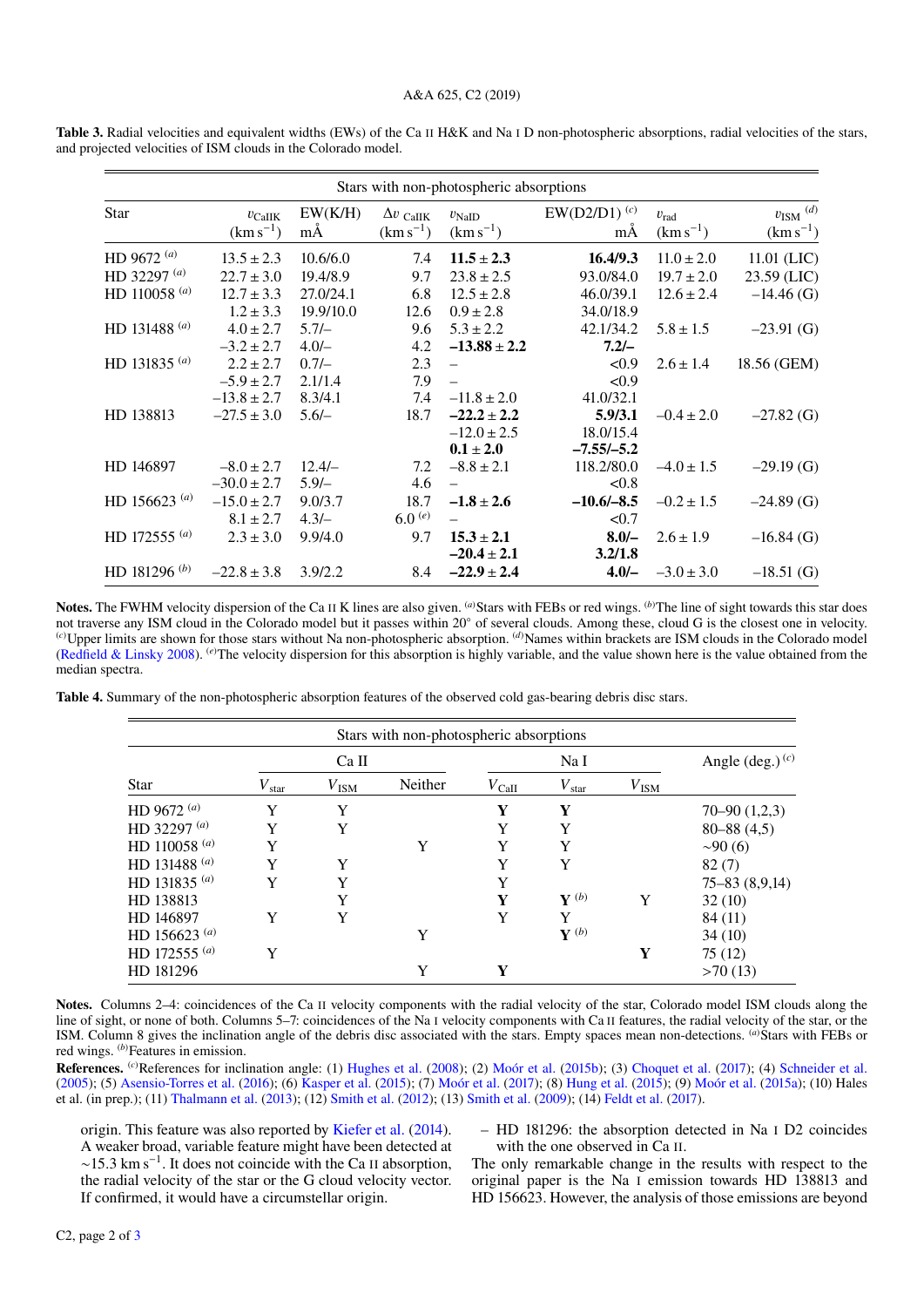**Table 3.** Radial velocities and equivalent widths (EWs) of the Ca II H&K and Na I D non-photospheric absorptions, radial velocities of the stars, and projected velocities of ISM clouds in the Colorado model.

| Stars with non-photospheric absorptions | | | | | | | |
|---|---|---|---|---|---|---|---|
| Star | $v_{\rm CaIIK}$ (km s$^{-1}$) | EW(K/H) mÅ | $\Delta v$ $_{\rm CaIIK}$ (km s$^{-1}$) | $v_{\rm NaID}$ (km s$^{-1}$) | EW(D2/D1) [(c)] mÅ | $v_{\rm rad}$ (km s$^{-1}$) | $v_{\rm ISM}$ [(d)] (km s$^{-1}$) |
| HD 9672 [(a)] | $13.5 \pm 2.3$ | 10.6/6.0 | 7.4 | **$11.5 \pm 2.3$** | **16.4/9.3** | $11.0 \pm 2.0$ | 11.01 (LIC) |
| HD 32297 [(a)] | $22.7 \pm 3.0$ | 19.4/8.9 | 9.7 | $23.8 \pm 2.5$ | 93.0/84.0 | $19.7 \pm 2.0$ | 23.59 (LIC) |
| HD 110058 [(a)] | $12.7 \pm 3.3$ | 27.0/24.1 | 6.8 | $12.5 \pm 2.8$ | 46.0/39.1 | $12.6 \pm 2.4$ | –14.46 (G) |
| | $1.2 \pm 3.3$ | 19.9/10.0 | 12.6 | $0.9 \pm 2.8$ | 34.0/18.9 | | |
| HD 131488 [(a)] | $4.0 \pm 2.7$ | 5.7/– | 9.6 | $5.3 \pm 2.2$ | 42.1/34.2 | $5.8 \pm 1.5$ | –23.91 (G) |
| | $-3.2 \pm 2.7$ | 4.0/– | 4.2 | **$-13.88 \pm 2.2$** | **7.2/–** | | |
| HD 131835 [(a)] | $2.2 \pm 2.7$ | 0.7/– | 2.3 | – | <0.9 | $2.6 \pm 1.4$ | 18.56 (GEM) |
| | $-5.9 \pm 2.7$ | 2.1/1.4 | 7.9 | – | <0.9 | | |
| | $-13.8 \pm 2.7$ | 8.3/4.1 | 7.4 | $-11.8 \pm 2.0$ | 41.0/32.1 | | |
| HD 138813 | $-27.5 \pm 3.0$ | 5.6/– | 18.7 | **$-22.2 \pm 2.2$** | **5.9/3.1** | $-0.4 \pm 2.0$ | –27.82 (G) |
| | | | | $-12.0 \pm 2.5$ | 18.0/15.4 | | |
| | | | | **$0.1 \pm 2.0$** | **–7.55/–5.2** | | |
| HD 146897 | $-8.0 \pm 2.7$ | 12.4/– | 7.2 | $-8.8 \pm 2.1$ | 118.2/80.0 | $-4.0 \pm 1.5$ | –29.19 (G) |
| | $-30.0 \pm 2.7$ | 5.9/– | 4.6 | – | <0.8 | | |
| HD 156623 [(a)] | $-15.0 \pm 2.7$ | 9.0/3.7 | 18.7 | **$-1.8 \pm 2.6$** | **–10.6/–8.5** | $-0.2 \pm 1.5$ | –24.89 (G) |
| | $8.1 \pm 2.7$ | 4.3/– | 6.0 [(e)] | – | <0.7 | | |
| HD 172555 [(a)] | $2.3 \pm 3.0$ | 9.9/4.0 | 9.7 | **$15.3 \pm 2.1$** | **8.0/–** | $2.6 \pm 1.9$ | –16.84 (G) |
| | | | | **$-20.4 \pm 2.1$** | **3.2/1.8** | | |
| HD 181296 [(b)] | $-22.8 \pm 3.8$ | 3.9/2.2 | 8.4 | **$-22.9 \pm 2.4$** | **4.0/–** | $-3.0 \pm 3.0$ | –18.51 (G) |

**Notes.** The FWHM velocity dispersion of the Ca II K lines are also given. [(a)]Stars with FEBs or red wings. [(b)]The line of sight towards this star does not traverse any ISM cloud in the Colorado model but it passes within 20° of several clouds. Among these, cloud G is the closest one in velocity. [(c)]Upper limits are shown for those stars without Na non-photospheric absorption. [(d)]Names within brackets are ISM clouds in the Colorado model (Redfield & Linsky 2008). [(e)]The velocity dispersion for this absorption is highly variable, and the value shown here is the value obtained from the median spectra.

**Table 4.** Summary of the non-photospheric absorption features of the observed cold gas-bearing debris disc stars.

| Stars with non-photospheric absorptions | | | | | | | |
|---|---|---|---|---|---|---|---|
| | Ca II | | | Na I | | | Angle (deg.) [(c)] |
| Star | $V_{\rm star}$ | $V_{\rm ISM}$ | Neither | $V_{\rm CaII}$ | $V_{\rm star}$ | $V_{\rm ISM}$ | |
| HD 9672 [(a)] | Y | Y | | **Y** | **Y** | | 70–90 (1,2,3) |
| HD 32297 [(a)] | Y | Y | | Y | Y | | 80–88 (4,5) |
| HD 110058 [(a)] | Y | | Y | Y | Y | | ~90 (6) |
| HD 131488 [(a)] | Y | Y | | Y | Y | | 82 (7) |
| HD 131835 [(a)] | Y | Y | | Y | | | 75–83 (8,9,14) |
| HD 138813 | | Y | | **Y** | **Y** [(b)] | Y | 32 (10) |
| HD 146897 | Y | Y | | Y | Y | | 84 (11) |
| HD 156623 [(a)] | | | Y | | **Y** [(b)] | | 34 (10) |
| HD 172555 [(a)] | Y | | | | | **Y** | 75 (12) |
| HD 181296 | | | Y | **Y** | | | >70 (13) |

**Notes.** Columns 2–4: coincidences of the Ca II velocity components with the radial velocity of the star, Colorado model ISM clouds along the line of sight, or none of both. Columns 5–7: coincidences of the Na I velocity components with Ca II features, the radial velocity of the star, or the ISM. Column 8 gives the inclination angle of the debris disc associated with the stars. Empty spaces mean non-detections. [(a)]Stars with FEBs or red wings. [(b)]Features in emission.

**References.** [(c)]References for inclination angle: (1) Hughes et al. (2008); (2) Moór et al. (2015b); (3) Choquet et al. (2017); (4) Schneider et al. (2005); (5) Asensio-Torres et al. (2016); (6) Kasper et al. (2015); (7) Moór et al. (2017); (8) Hung et al. (2015); (9) Moór et al. (2015a); (10) Hales et al. (in prep.); (11) Thalmann et al. (2013); (12) Smith et al. (2012); (13) Smith et al. (2009); (14) Feldt et al. (2017).

origin. This feature was also reported by Kiefer et al. (2014). A weaker broad, variable feature might have been detected at ~15.3 km s$^{-1}$. It does not coincide with the Ca II absorption, the radial velocity of the star or the G cloud velocity vector. If confirmed, it would have a circumstellar origin.

– HD 181296: the absorption detected in Na I D2 coincides with the one observed in Ca II.

The only remarkable change in the results with respect to the original paper is the Na I emission towards HD 138813 and HD 156623. However, the analysis of those emissions are beyond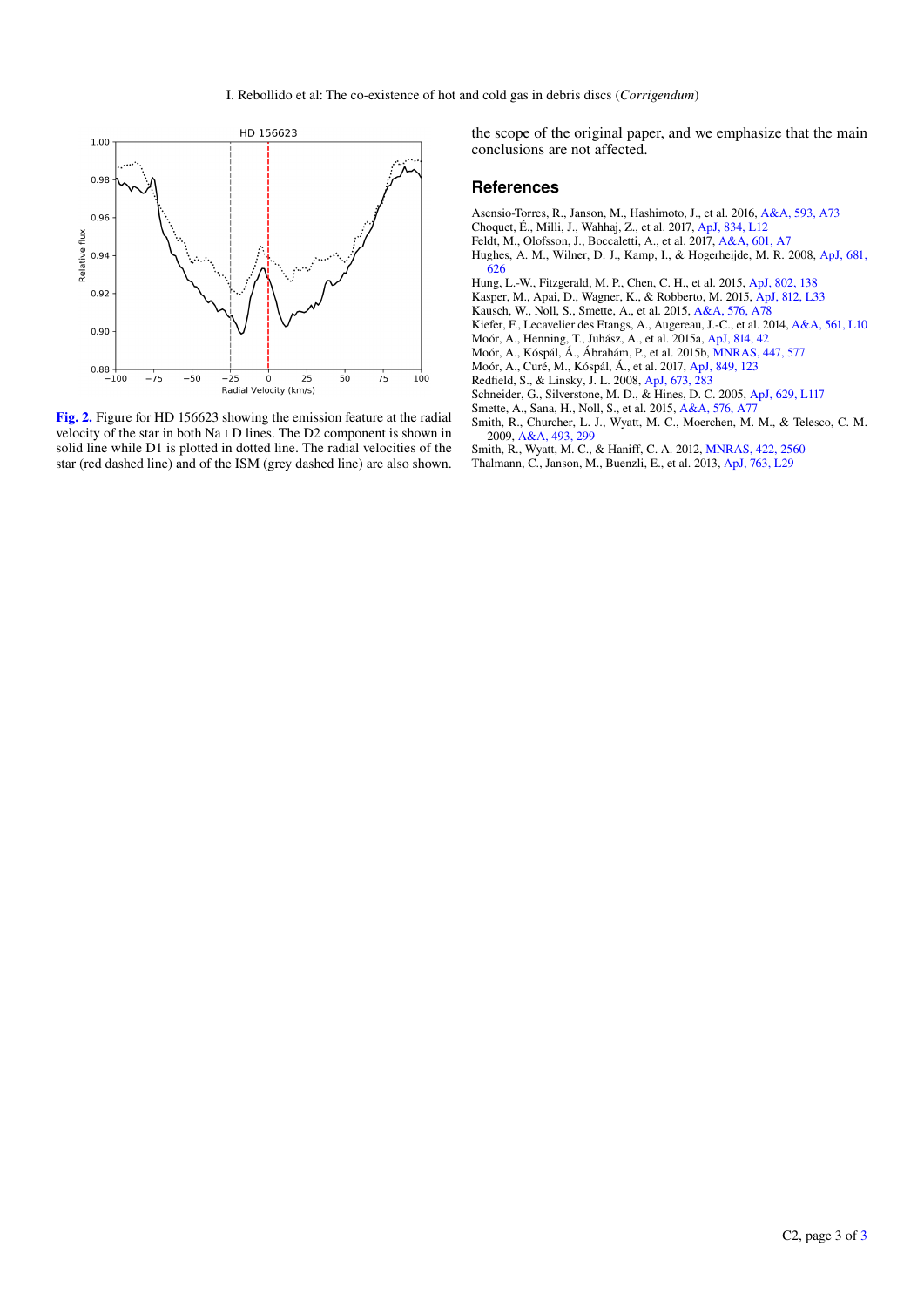HD 156623

1.00

0.98

0.96

0.94

0.92

0.90

0.88

Relative flux

−100 −75 −50 −25 0 25 50 75 100

Radial Velocity (km/s)

**Fig. 2.** Figure for HD 156623 showing the emission feature at the radial velocity of the star in both Na I D lines. The D2 component is shown in solid line while D1 is plotted in dotted line. The radial velocities of the star (red dashed line) and of the ISM (grey dashed line) are also shown.

the scope of the original paper, and we emphasize that the main conclusions are not affected.

## References

Asensio-Torres, R., Janson, M., Hashimoto, J., et al. 2016, A&A, 593, A73
Choquet, É., Milli, J., Wahhaj, Z., et al. 2017, ApJ, 834, L12
Feldt, M., Olofsson, J., Boccaletti, A., et al. 2017, A&A, 601, A7
Hughes, A. M., Wilner, D. J., Kamp, I., & Hogerheijde, M. R. 2008, ApJ, 681, 626
Hung, L.-W., Fitzgerald, M. P., Chen, C. H., et al. 2015, ApJ, 802, 138
Kasper, M., Apai, D., Wagner, K., & Robberto, M. 2015, ApJ, 812, L33
Kausch, W., Noll, S., Smette, A., et al. 2015, A&A, 576, A78
Kiefer, F., Lecavelier des Etangs, A., Augereau, J.-C., et al. 2014, A&A, 561, L10
Moór, A., Henning, T., Juhász, A., et al. 2015a, ApJ, 814, 42
Moór, A., Kóspál, Á., Ábrahám, P., et al. 2015b, MNRAS, 447, 577
Moór, A., Curé, M., Kóspál, Á., et al. 2017, ApJ, 849, 123
Redfield, S., & Linsky, J. L. 2008, ApJ, 673, 283
Schneider, G., Silverstone, M. D., & Hines, D. C. 2005, ApJ, 629, L117
Smette, A., Sana, H., Noll, S., et al. 2015, A&A, 576, A77
Smith, R., Churcher, L. J., Wyatt, M. C., Moerchen, M. M., & Telesco, C. M. 2009, A&A, 493, 299
Smith, R., Wyatt, M. C., & Haniff, C. A. 2012, MNRAS, 422, 2560
Thalmann, C., Janson, M., Buenzli, E., et al. 2013, ApJ, 763, L29